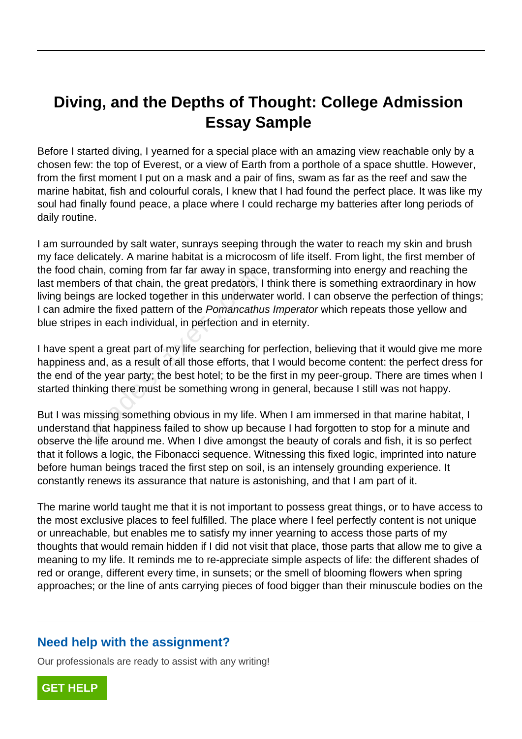# Diving, and the Depths of Thought: College Admission Essay Sample

Before I started diving, I yearned for a special place with an amazing view reachable only by a chosen few: the top of Everest, or a view of Earth from a porthole of a space shuttle. However, from the first moment I put on a mask and a pair of fins, swam as far as the reef and saw the marine habitat, fish and colourful corals, I knew that I had found the perfect place. It was like my soul had finally found peace, a place where I could recharge my batteries after long periods of daily routine.

I am surrounded by salt water, sunrays seeping through the water to reach my skin and brush my face delicately. A marine habitat is a microcosm of life itself. From light, the first member of the food chain, coming from far far away in space, transforming into energy and reaching the last members of that chain, the great predators, I think there is something extraordinary in how living beings are locked together in this underwater world. I can observe the perfection of things; I can admire the fixed pattern of the *Pomancathus Imperator* which repeats those yellow and blue stripes in each individual, in perfection and in eternity.

I have spent a great part of my life searching for perfection, believing that it would give me more happiness and, as a result of all those efforts, that I would become content: the perfect dress for the end of the year party; the best hotel; to be the first in my peer-group. There are times when I started thinking there must be something wrong in general, because I still was not happy.

But I was missing something obvious in my life. When I am immersed in that marine habitat, I understand that happiness failed to show up because I had forgotten to stop for a minute and observe the life around me. When I dive amongst the beauty of corals and fish, it is so perfect that it follows a logic, the Fibonacci sequence. Witnessing this fixed logic, imprinted into nature before human beings traced the first step on soil, is an intensely grounding experience. It constantly renews its assurance that nature is astonishing, and that I am part of it.

The marine world taught me that it is not important to possess great things, or to have access to the most exclusive places to feel fulfilled. The place where I feel perfectly content is not unique or unreachable, but enables me to satisfy my inner yearning to access those parts of my thoughts that would remain hidden if I did not visit that place, those parts that allow me to give a meaning to my life. It reminds me to re-appreciate simple aspects of life: the different shades of red or orange, different every time, in sunsets; or the smell of blooming flowers when spring approaches; or the line of ants carrying pieces of food bigger than their minuscule bodies on the

## Need help with the assignment?

Our professionals are ready to assist with any writing!

GET HELP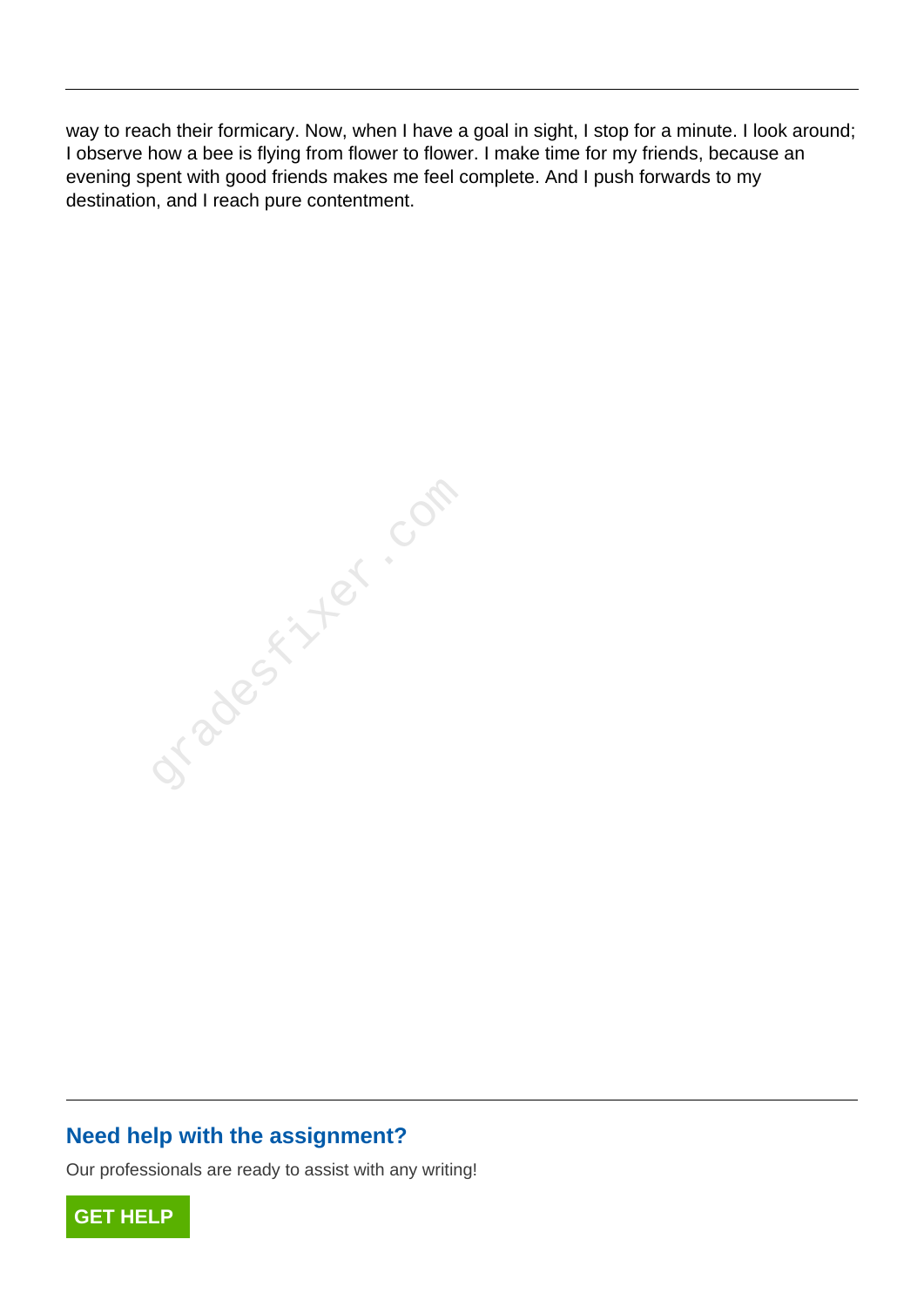way to reach their formicary. Now, when I have a goal in sight, I stop for a minute. I look around; I observe how a bee is flying from flower to flower. I make time for my friends, because an evening spent with good friends makes me feel complete. And I push forwards to my destination, and I reach pure contentment.